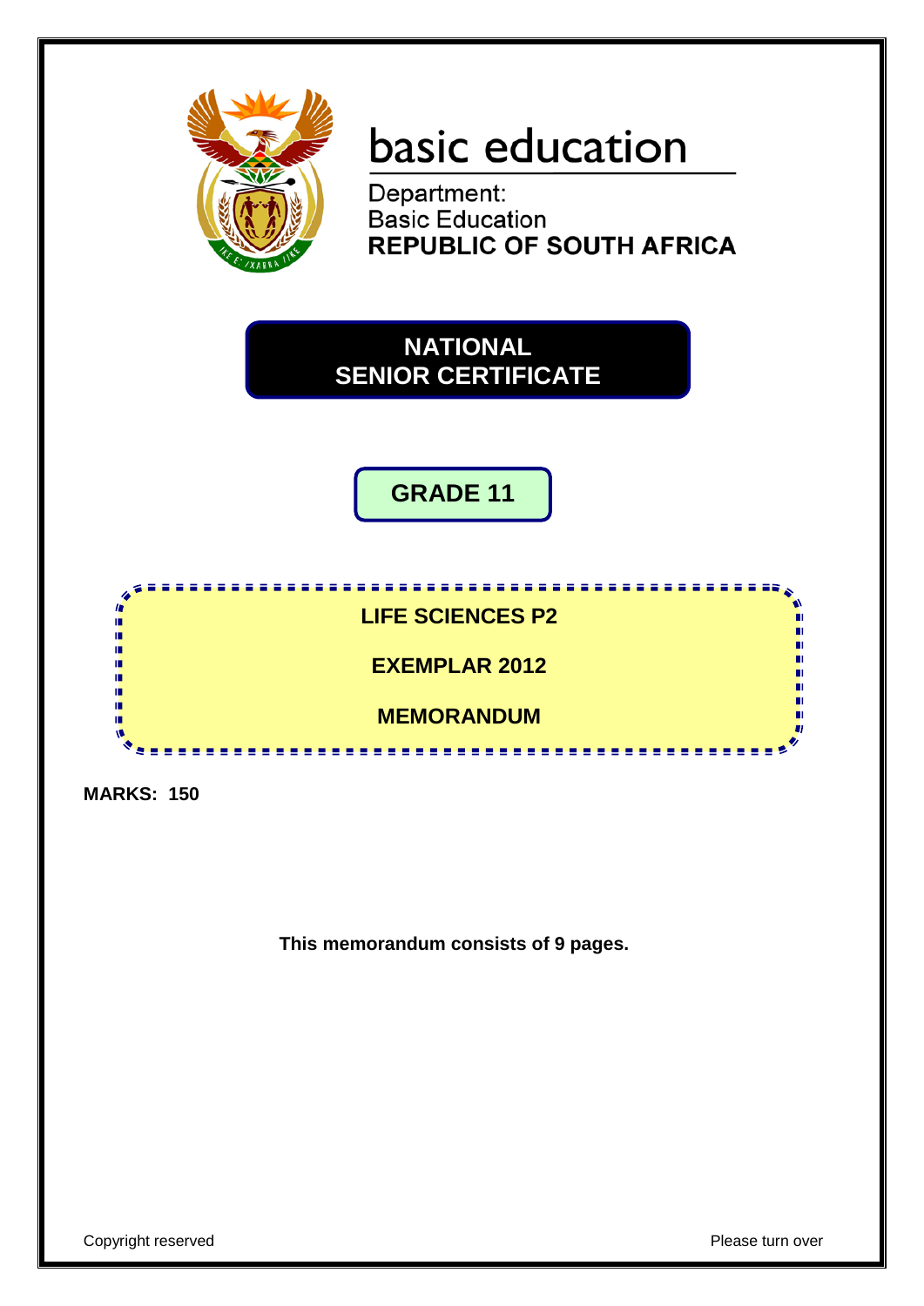# basic education

Department:
Basic Education
**REPUBLIC OF SOUTH AFRICA**

## NATIONAL SENIOR CERTIFICATE

## GRADE 11

**LIFE SCIENCES P2**

**EXEMPLAR 2012**

**MEMORANDUM**

**MARKS: 150**

**This memorandum consists of 9 pages.**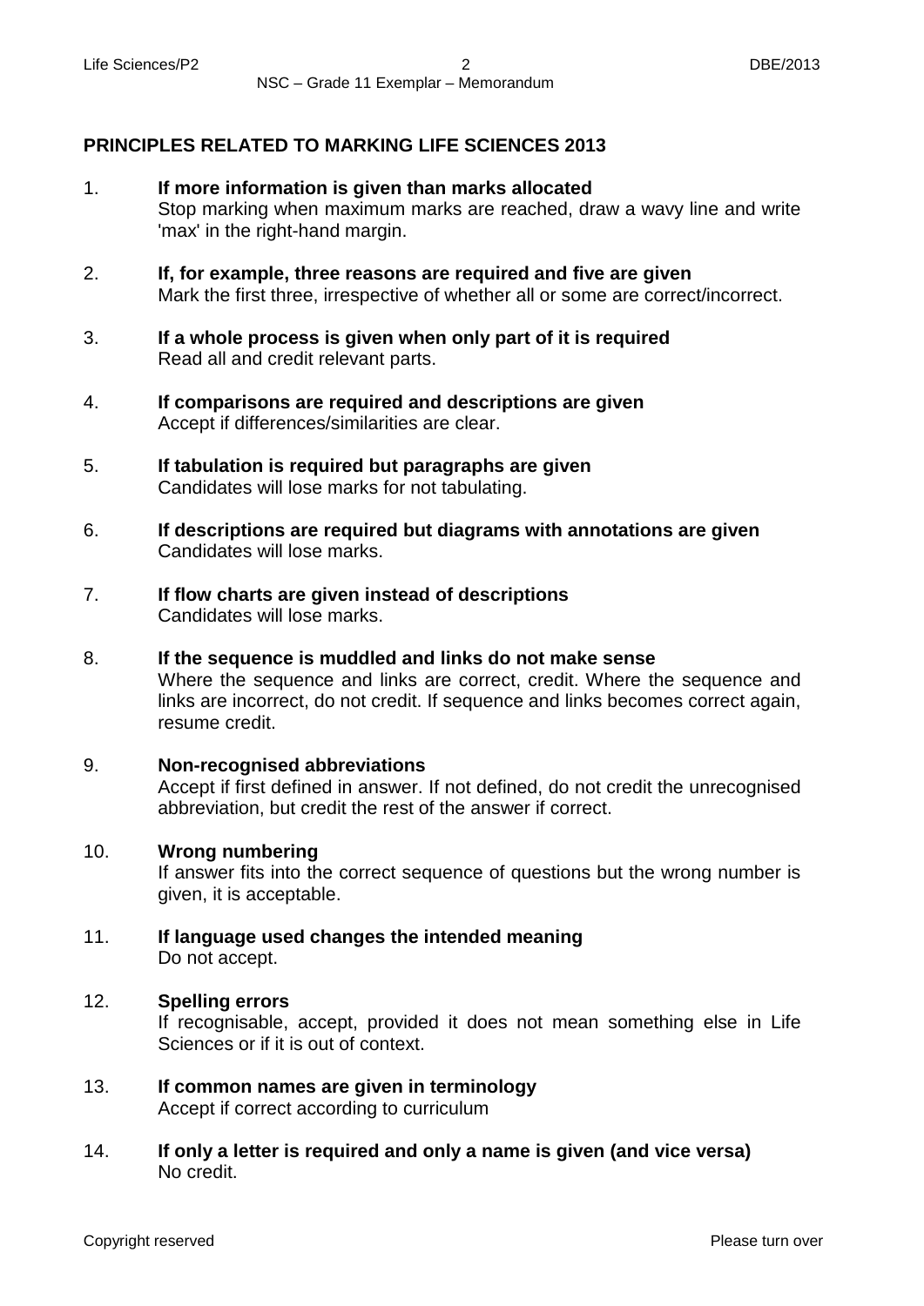## PRINCIPLES RELATED TO MARKING LIFE SCIENCES 2013

1. **If more information is given than marks allocated**
   Stop marking when maximum marks are reached, draw a wavy line and write 'max' in the right-hand margin.

2. **If, for example, three reasons are required and five are given**
   Mark the first three, irrespective of whether all or some are correct/incorrect.

3. **If a whole process is given when only part of it is required**
   Read all and credit relevant parts.

4. **If comparisons are required and descriptions are given**
   Accept if differences/similarities are clear.

5. **If tabulation is required but paragraphs are given**
   Candidates will lose marks for not tabulating.

6. **If descriptions are required but diagrams with annotations are given**
   Candidates will lose marks.

7. **If flow charts are given instead of descriptions**
   Candidates will lose marks.

8. **If the sequence is muddled and links do not make sense**
   Where the sequence and links are correct, credit. Where the sequence and links are incorrect, do not credit. If sequence and links becomes correct again, resume credit.

9. **Non-recognised abbreviations**
   Accept if first defined in answer. If not defined, do not credit the unrecognised abbreviation, but credit the rest of the answer if correct.

10. **Wrong numbering**
    If answer fits into the correct sequence of questions but the wrong number is given, it is acceptable.

11. **If language used changes the intended meaning**
    Do not accept.

12. **Spelling errors**
    If recognisable, accept, provided it does not mean something else in Life Sciences or if it is out of context.

13. **If common names are given in terminology**
    Accept if correct according to curriculum

14. **If only a letter is required and only a name is given (and vice versa)**
    No credit.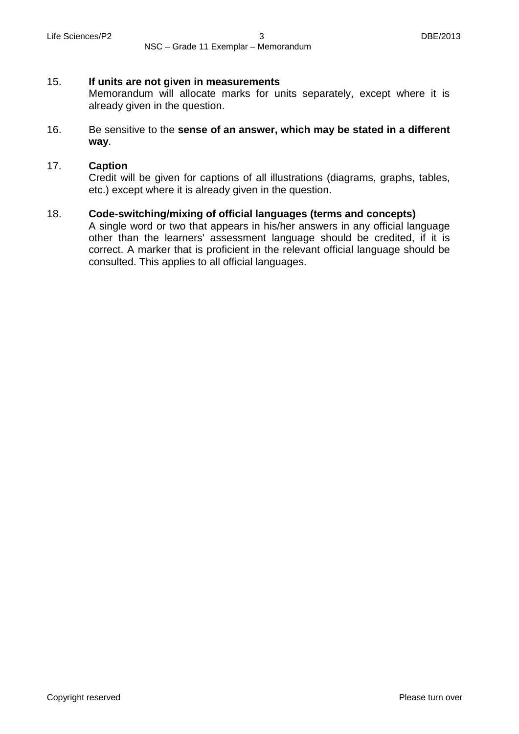15. **If units are not given in measurements**
    Memorandum will allocate marks for units separately, except where it is already given in the question.

16. Be sensitive to the **sense of an answer, which may be stated in a different way**.

17. **Caption**
    Credit will be given for captions of all illustrations (diagrams, graphs, tables, etc.) except where it is already given in the question.

18. **Code-switching/mixing of official languages (terms and concepts)**
    A single word or two that appears in his/her answers in any official language other than the learners' assessment language should be credited, if it is correct. A marker that is proficient in the relevant official language should be consulted. This applies to all official languages.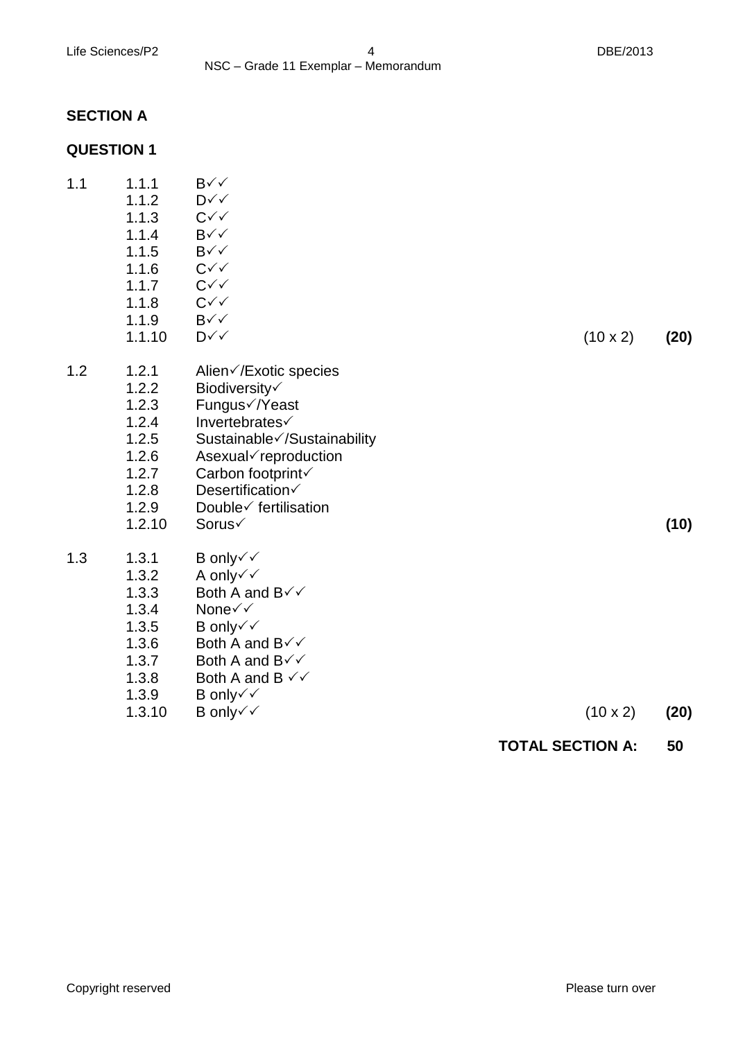## SECTION A

## QUESTION 1

| | | | | |
|---|---|---|---|---|
| 1.1 | 1.1.1 | B✓✓ | | |
| | 1.1.2 | D✓✓ | | |
| | 1.1.3 | C✓✓ | | |
| | 1.1.4 | B✓✓ | | |
| | 1.1.5 | B✓✓ | | |
| | 1.1.6 | C✓✓ | | |
| | 1.1.7 | C✓✓ | | |
| | 1.1.8 | C✓✓ | | |
| | 1.1.9 | B✓✓ | | |
| | 1.1.10 | D✓✓ | (10 x 2) | **(20)** |
| 1.2 | 1.2.1 | Alien✓/Exotic species | | |
| | 1.2.2 | Biodiversity✓ | | |
| | 1.2.3 | Fungus✓/Yeast | | |
| | 1.2.4 | Invertebrates✓ | | |
| | 1.2.5 | Sustainable✓/Sustainability | | |
| | 1.2.6 | Asexual✓reproduction | | |
| | 1.2.7 | Carbon footprint✓ | | |
| | 1.2.8 | Desertification✓ | | |
| | 1.2.9 | Double✓ fertilisation | | |
| | 1.2.10 | Sorus✓ | | **(10)** |
| 1.3 | 1.3.1 | B only✓✓ | | |
| | 1.3.2 | A only✓✓ | | |
| | 1.3.3 | Both A and B✓✓ | | |
| | 1.3.4 | None✓✓ | | |
| | 1.3.5 | B only✓✓ | | |
| | 1.3.6 | Both A and B✓✓ | | |
| | 1.3.7 | Both A and B✓✓ | | |
| | 1.3.8 | Both A and B ✓✓ | | |
| | 1.3.9 | B only✓✓ | | |
| | 1.3.10 | B only✓✓ | (10 x 2) | **(20)** |

**TOTAL SECTION A: 50**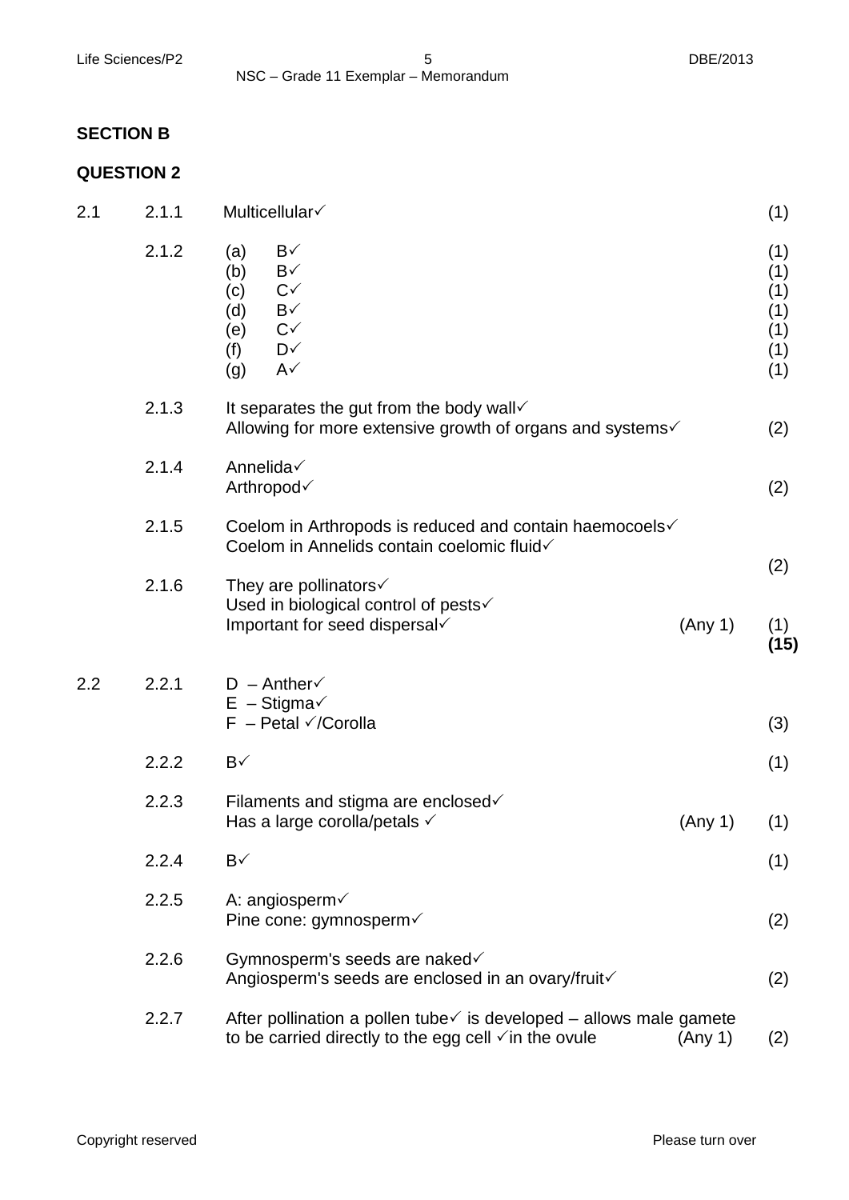## SECTION B

## QUESTION 2

| | | | |
|---|---|---|---|
| 2.1 | 2.1.1 | Multicellular✓ | (1) |
| | 2.1.2 | (a) B✓<br>(b) B✓<br>(c) C✓<br>(d) B✓<br>(e) C✓<br>(f) D✓<br>(g) A✓ | (1)<br>(1)<br>(1)<br>(1)<br>(1)<br>(1)<br>(1) |
| | 2.1.3 | It separates the gut from the body wall✓<br>Allowing for more extensive growth of organs and systems✓ | (2) |
| | 2.1.4 | Annelida✓<br>Arthropod✓ | (2) |
| | 2.1.5 | Coelom in Arthropods is reduced and contain haemocoels✓<br>Coelom in Annelids contain coelomic fluid✓ | (2) |
| | 2.1.6 | They are pollinators✓<br>Used in biological control of pests✓<br>Important for seed dispersal✓ (Any 1) | (1)<br>**(15)** |
| 2.2 | 2.2.1 | D – Anther✓<br>E – Stigma✓<br>F – Petal ✓/Corolla | (3) |
| | 2.2.2 | B✓ | (1) |
| | 2.2.3 | Filaments and stigma are enclosed✓<br>Has a large corolla/petals ✓ (Any 1) | (1) |
| | 2.2.4 | B✓ | (1) |
| | 2.2.5 | A: angiosperm✓<br>Pine cone: gymnosperm✓ | (2) |
| | 2.2.6 | Gymnosperm's seeds are naked✓<br>Angiosperm's seeds are enclosed in an ovary/fruit✓ | (2) |
| | 2.2.7 | After pollination a pollen tube✓ is developed – allows male gamete to be carried directly to the egg cell ✓in the ovule (Any 1) | (2) |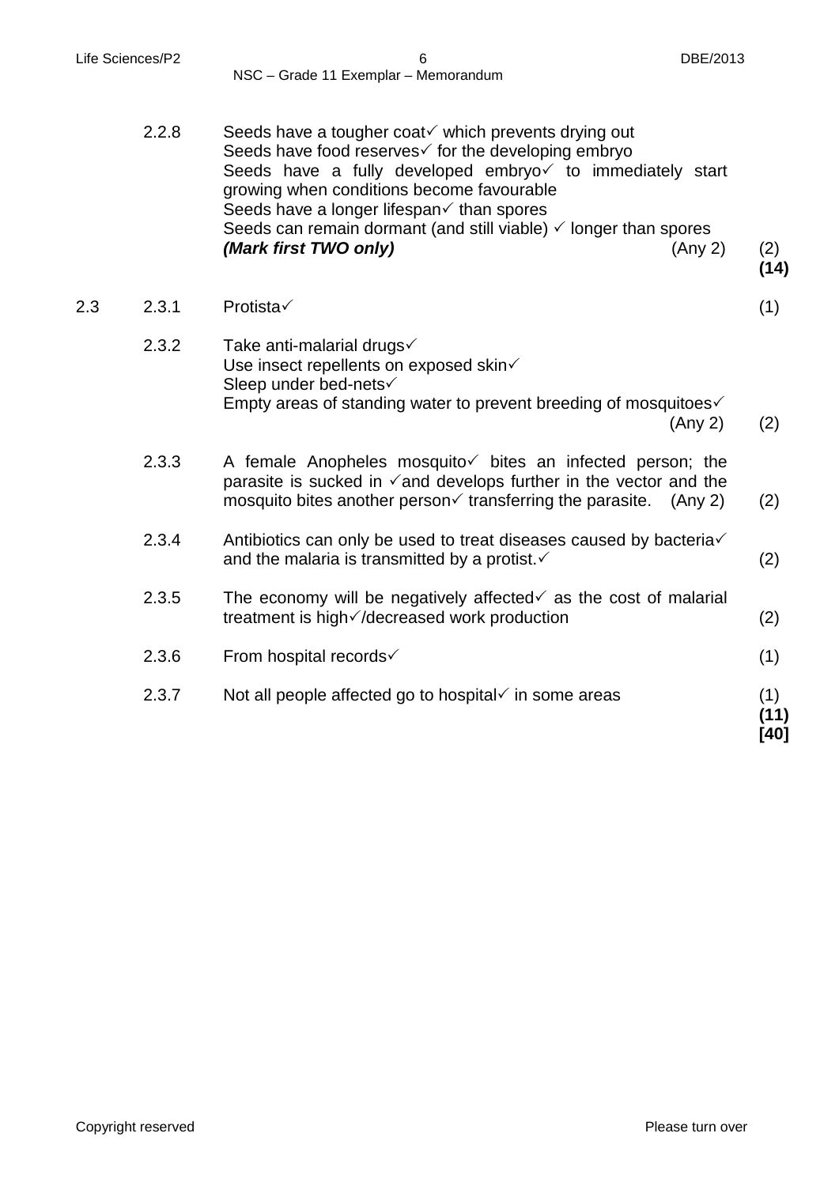2.2.8 Seeds have a tougher coat✓ which prevents drying out
Seeds have food reserves✓ for the developing embryo
Seeds have a fully developed embryo✓ to immediately start growing when conditions become favourable
Seeds have a longer lifespan✓ than spores
Seeds can remain dormant (and still viable) ✓ longer than spores
***(Mark first TWO only)*** (Any 2) (2)
**(14)**

2.3 2.3.1 Protista✓ (1)

2.3.2 Take anti-malarial drugs✓
Use insect repellents on exposed skin✓
Sleep under bed-nets✓
Empty areas of standing water to prevent breeding of mosquitoes✓
(Any 2) (2)

2.3.3 A female Anopheles mosquito✓ bites an infected person; the parasite is sucked in ✓and develops further in the vector and the mosquito bites another person✓ transferring the parasite. (Any 2) (2)

2.3.4 Antibiotics can only be used to treat diseases caused by bacteria✓ and the malaria is transmitted by a protist.✓ (2)

2.3.5 The economy will be negatively affected✓ as the cost of malarial treatment is high✓/decreased work production (2)

2.3.6 From hospital records✓ (1)

2.3.7 Not all people affected go to hospital✓ in some areas (1)
**(11)**
**[40]**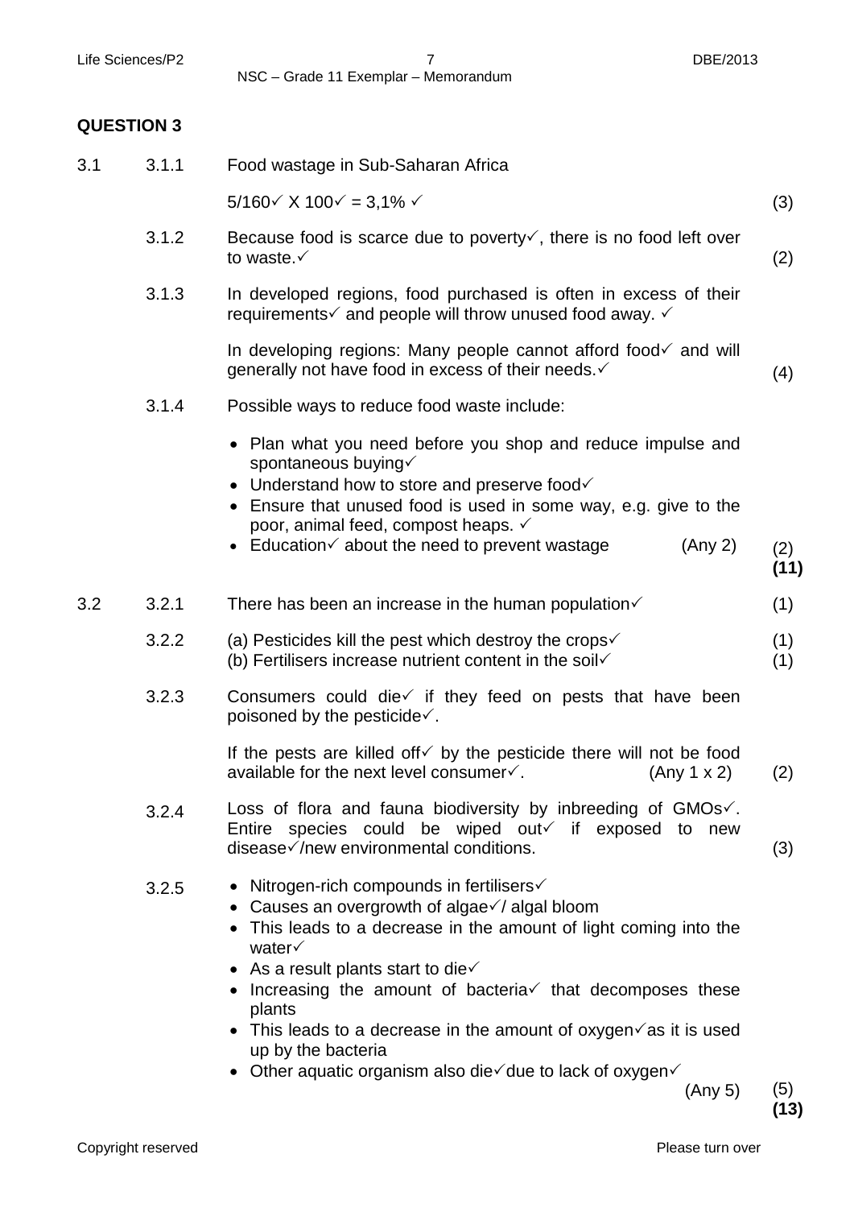## QUESTION 3

| | | | |
|---|---|---|---|
| 3.1 | 3.1.1 | Food wastage in Sub-Saharan Africa<br><br>5/160✓ X 100✓ = 3,1% ✓ | (3) |
| | 3.1.2 | Because food is scarce due to poverty✓, there is no food left over to waste.✓ | (2) |
| | 3.1.3 | In developed regions, food purchased is often in excess of their requirements✓ and people will throw unused food away. ✓<br><br>In developing regions: Many people cannot afford food✓ and will generally not have food in excess of their needs.✓ | (4) |
| | 3.1.4 | Possible ways to reduce food waste include:<br><br>• Plan what you need before you shop and reduce impulse and spontaneous buying✓<br>• Understand how to store and preserve food✓<br>• Ensure that unused food is used in some way, e.g. give to the poor, animal feed, compost heaps. ✓<br>• Education✓ about the need to prevent wastage (Any 2) | (2)<br>**(11)** |
| 3.2 | 3.2.1 | There has been an increase in the human population✓ | (1) |
| | 3.2.2 | (a) Pesticides kill the pest which destroy the crops✓<br>(b) Fertilisers increase nutrient content in the soil✓ | (1)<br>(1) |
| | 3.2.3 | Consumers could die✓ if they feed on pests that have been poisoned by the pesticide✓.<br><br>If the pests are killed off✓ by the pesticide there will not be food available for the next level consumer✓. (Any 1 x 2) | (2) |
| | 3.2.4 | Loss of flora and fauna biodiversity by inbreeding of GMOs✓. Entire species could be wiped out✓ if exposed to new disease✓/new environmental conditions. | (3) |
| | 3.2.5 | • Nitrogen-rich compounds in fertilisers✓<br>• Causes an overgrowth of algae✓/ algal bloom<br>• This leads to a decrease in the amount of light coming into the water✓<br>• As a result plants start to die✓<br>• Increasing the amount of bacteria✓ that decomposes these plants<br>• This leads to a decrease in the amount of oxygen✓as it is used up by the bacteria<br>• Other aquatic organism also die✓due to lack of oxygen✓<br>(Any 5) | (5)<br>**(13)** |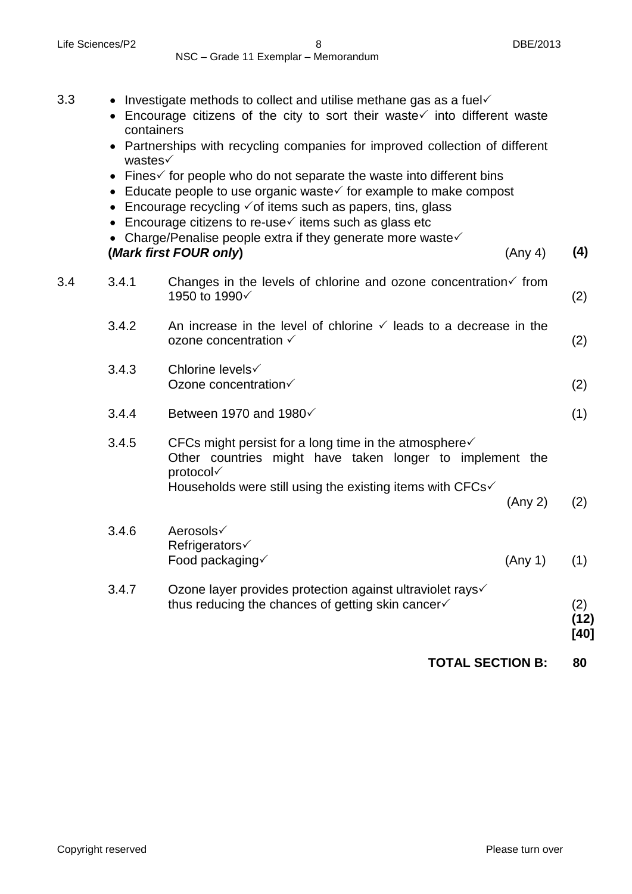3.3
- Investigate methods to collect and utilise methane gas as a fuel✓
- Encourage citizens of the city to sort their waste✓ into different waste containers
- Partnerships with recycling companies for improved collection of different wastes✓
- Fines✓ for people who do not separate the waste into different bins
- Educate people to use organic waste✓ for example to make compost
- Encourage recycling ✓of items such as papers, tins, glass
- Encourage citizens to re-use✓ items such as glass etc
- Charge/Penalise people extra if they generate more waste✓

**(*Mark first FOUR only*)** (Any 4) **(4)**

3.4

3.4.1 Changes in the levels of chlorine and ozone concentration✓ from 1950 to 1990✓ (2)

3.4.2 An increase in the level of chlorine ✓ leads to a decrease in the ozone concentration ✓ (2)

3.4.3 Chlorine levels✓
Ozone concentration✓ (2)

3.4.4 Between 1970 and 1980✓ (1)

3.4.5 CFCs might persist for a long time in the atmosphere✓
Other countries might have taken longer to implement the protocol✓
Households were still using the existing items with CFCs✓
(Any 2) (2)

3.4.6 Aerosols✓
Refrigerators✓
Food packaging✓ (Any 1) (1)

3.4.7 Ozone layer provides protection against ultraviolet rays✓ thus reducing the chances of getting skin cancer✓ (2)
**(12)**
**[40]**

**TOTAL SECTION B: 80**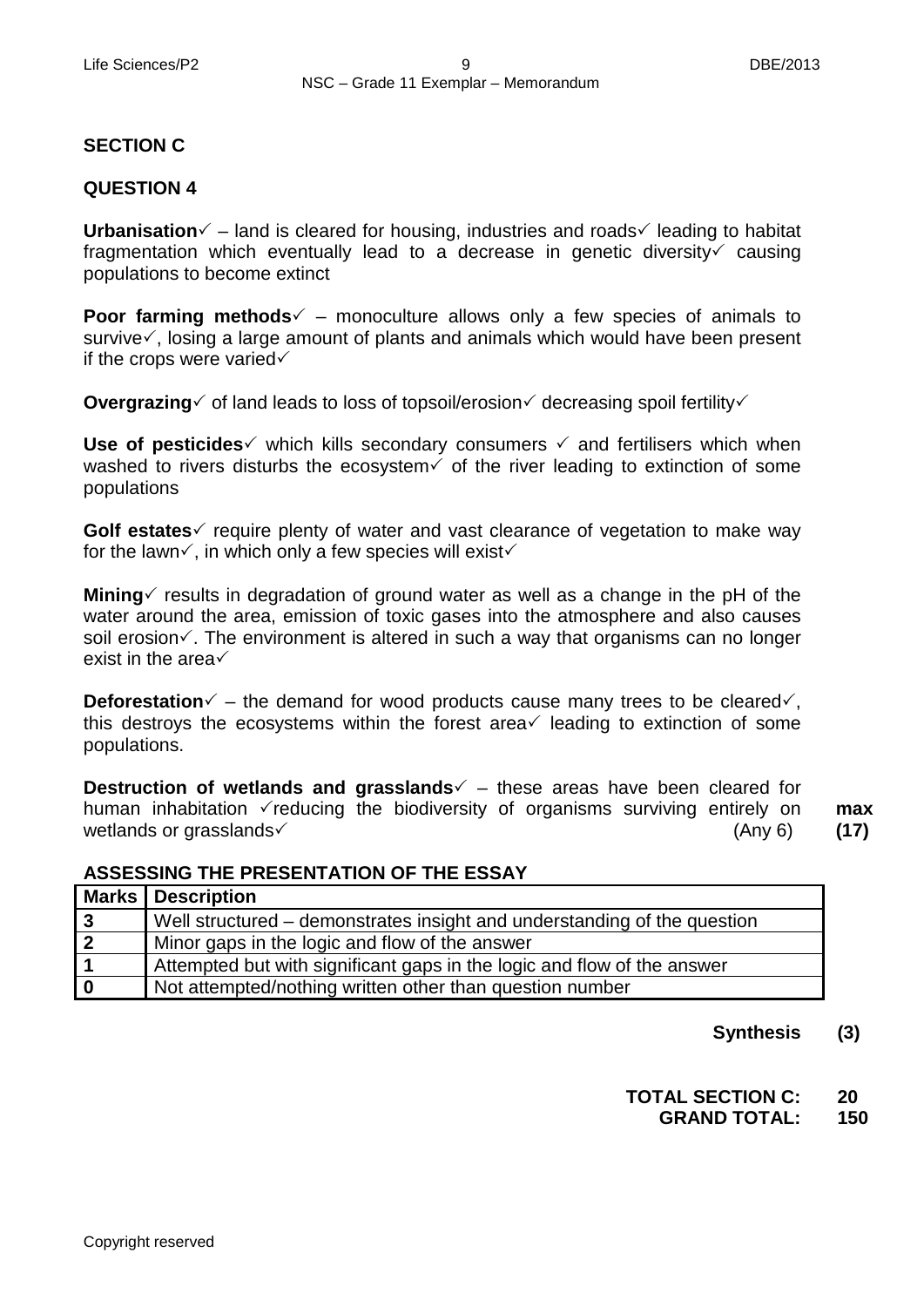## SECTION C

### QUESTION 4

**Urbanisation**✓ – land is cleared for housing, industries and roads✓ leading to habitat fragmentation which eventually lead to a decrease in genetic diversity✓ causing populations to become extinct

**Poor farming methods**✓ – monoculture allows only a few species of animals to survive✓, losing a large amount of plants and animals which would have been present if the crops were varied✓

**Overgrazing**✓ of land leads to loss of topsoil/erosion✓ decreasing spoil fertility✓

**Use of pesticides**✓ which kills secondary consumers ✓ and fertilisers which when washed to rivers disturbs the ecosystem✓ of the river leading to extinction of some populations

**Golf estates**✓ require plenty of water and vast clearance of vegetation to make way for the lawn✓, in which only a few species will exist✓

**Mining**✓ results in degradation of ground water as well as a change in the pH of the water around the area, emission of toxic gases into the atmosphere and also causes soil erosion✓. The environment is altered in such a way that organisms can no longer exist in the area✓

**Deforestation**✓ – the demand for wood products cause many trees to be cleared✓, this destroys the ecosystems within the forest area✓ leading to extinction of some populations.

**Destruction of wetlands and grasslands**✓ – these areas have been cleared for human inhabitation ✓reducing the biodiversity of organisms surviving entirely on wetlands or grasslands✓ (Any 6) **max (17)**

**ASSESSING THE PRESENTATION OF THE ESSAY**

| Marks | Description |
|---|---|
| 3 | Well structured – demonstrates insight and understanding of the question |
| 2 | Minor gaps in the logic and flow of the answer |
| 1 | Attempted but with significant gaps in the logic and flow of the answer |
| 0 | Not attempted/nothing written other than question number |

**Synthesis (3)**

**TOTAL SECTION C: 20**
**GRAND TOTAL: 150**